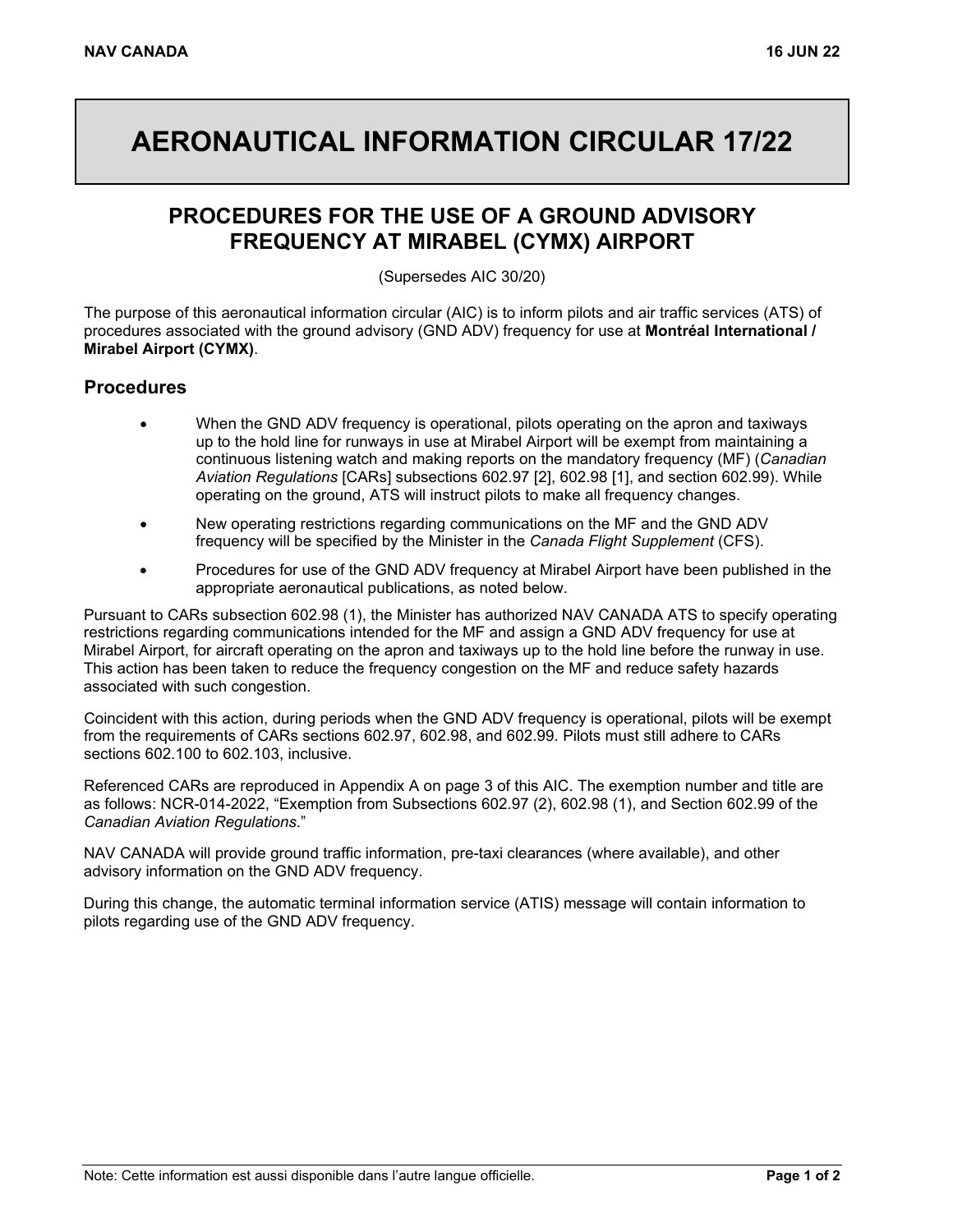# AERONAUTICAL INFORMATION CIRCULAR 17/22

## PROCEDURES FOR THE USE OF A GROUND ADVISORY FREQUENCY AT MIRABEL (CYMX) AIRPORT

(Supersedes AIC 30/20)

The purpose of this aeronautical information circular (AIC) is to inform pilots and air traffic services (ATS) of procedures associated with the ground advisory (GND ADV) frequency for use at **Montréal International / Mirabel Airport (CYMX)**.

### Procedures

- When the GND ADV frequency is operational, pilots operating on the apron and taxiways up to the hold line for runways in use at Mirabel Airport will be exempt from maintaining a continuous listening watch and making reports on the mandatory frequency (MF) (*Canadian Aviation Regulations* [CARs] subsections 602.97 [2], 602.98 [1], and section 602.99). While operating on the ground, ATS will instruct pilots to make all frequency changes.
- New operating restrictions regarding communications on the MF and the GND ADV frequency will be specified by the Minister in the *Canada Flight Supplement* (CFS).
- Procedures for use of the GND ADV frequency at Mirabel Airport have been published in the appropriate aeronautical publications, as noted below.

Pursuant to CARs subsection 602.98 (1), the Minister has authorized NAV CANADA ATS to specify operating restrictions regarding communications intended for the MF and assign a GND ADV frequency for use at Mirabel Airport, for aircraft operating on the apron and taxiways up to the hold line before the runway in use. This action has been taken to reduce the frequency congestion on the MF and reduce safety hazards associated with such congestion.

Coincident with this action, during periods when the GND ADV frequency is operational, pilots will be exempt from the requirements of CARs sections 602.97, 602.98, and 602.99. Pilots must still adhere to CARs sections 602.100 to 602.103, inclusive.

Referenced CARs are reproduced in Appendix A on page 3 of this AIC. The exemption number and title are as follows: NCR-014-2022, "Exemption from Subsections 602.97 (2), 602.98 (1), and Section 602.99 of the *Canadian Aviation Regulations*."

NAV CANADA will provide ground traffic information, pre-taxi clearances (where available), and other advisory information on the GND ADV frequency.

During this change, the automatic terminal information service (ATIS) message will contain information to pilots regarding use of the GND ADV frequency.

Note: Cette information est aussi disponible dans l'autre langue officielle.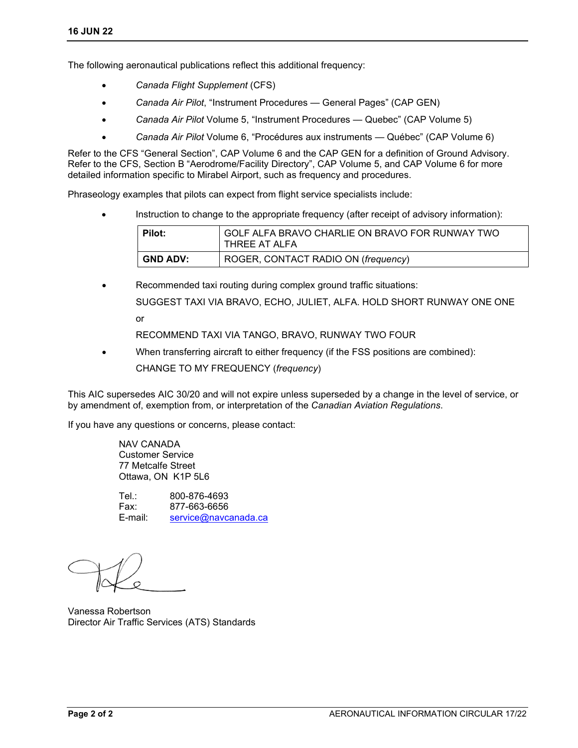The following aeronautical publications reflect this additional frequency:

- *Canada Flight Supplement* (CFS)
- *Canada Air Pilot*, "Instrument Procedures — General Pages" (CAP GEN)
- *Canada Air Pilot* Volume 5, "Instrument Procedures — Quebec" (CAP Volume 5)
- *Canada Air Pilot* Volume 6, "Procédures aux instruments — Québec" (CAP Volume 6)

Refer to the CFS "General Section", CAP Volume 6 and the CAP GEN for a definition of Ground Advisory. Refer to the CFS, Section B "Aerodrome/Facility Directory", CAP Volume 5, and CAP Volume 6 for more detailed information specific to Mirabel Airport, such as frequency and procedures.

Phraseology examples that pilots can expect from flight service specialists include:

- Instruction to change to the appropriate frequency (after receipt of advisory information):

| | |
|---|---|
| **Pilot:** | GOLF ALFA BRAVO CHARLIE ON BRAVO FOR RUNWAY TWO THREE AT ALFA |
| **GND ADV:** | ROGER, CONTACT RADIO ON (*frequency*) |

- Recommended taxi routing during complex ground traffic situations:

  SUGGEST TAXI VIA BRAVO, ECHO, JULIET, ALFA. HOLD SHORT RUNWAY ONE ONE

  or

  RECOMMEND TAXI VIA TANGO, BRAVO, RUNWAY TWO FOUR

- When transferring aircraft to either frequency (if the FSS positions are combined):

  CHANGE TO MY FREQUENCY (*frequency*)

This AIC supersedes AIC 30/20 and will not expire unless superseded by a change in the level of service, or by amendment of, exemption from, or interpretation of the *Canadian Aviation Regulations*.

If you have any questions or concerns, please contact:

NAV CANADA
Customer Service
77 Metcalfe Street
Ottawa, ON K1P 5L6

Tel.: 800-876-4693
Fax: 877-663-6656
E-mail: service@navcanada.ca

Vanessa Robertson
Director Air Traffic Services (ATS) Standards